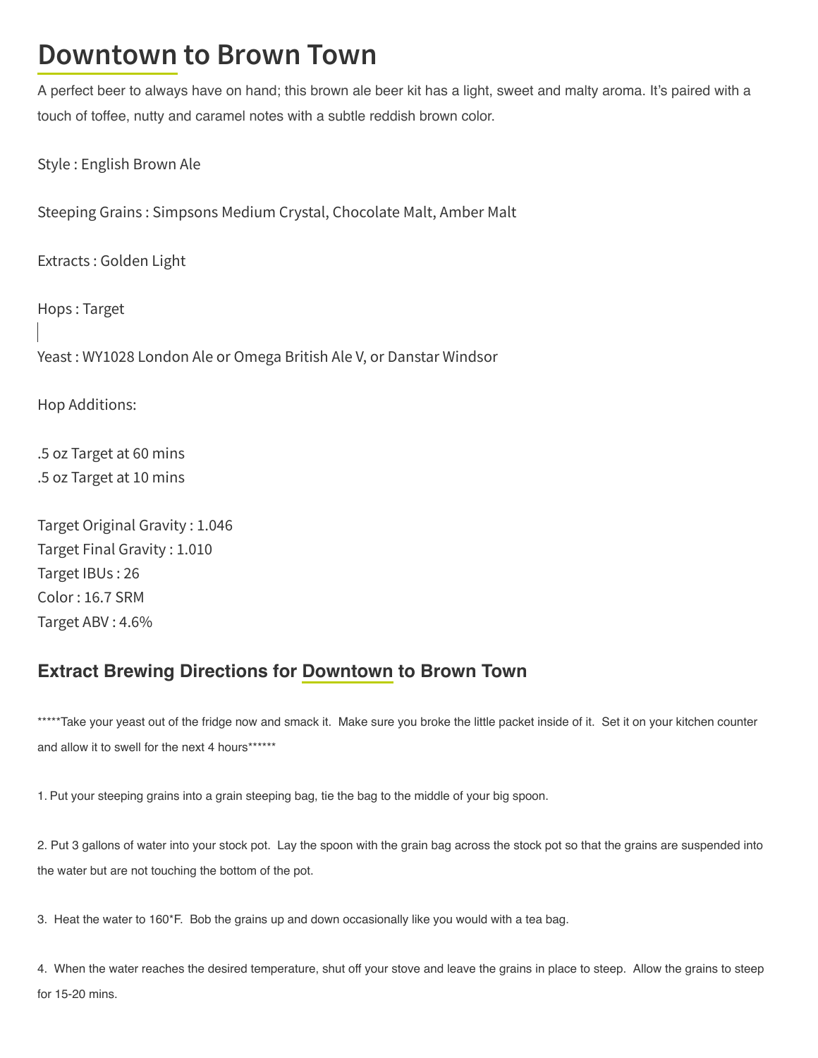# Downtown to Brown Town

A perfect beer to always have on hand; this brown ale beer kit has a light, sweet and malty aroma. It's paired with a touch of toffee, nutty and caramel notes with a subtle reddish brown color.

Style : English Brown Ale

Steeping Grains : Simpsons Medium Crystal, Chocolate Malt, Amber Malt

Extracts : Golden Light

Hops : Target

Yeast : WY1028 London Ale or Omega British Ale V, or Danstar Windsor

Hop Additions:

.5 oz Target at 60 mins
.5 oz Target at 10 mins

Target Original Gravity : 1.046
Target Final Gravity : 1.010
Target IBUs : 26
Color : 16.7 SRM
Target ABV : 4.6%

## Extract Brewing Directions for Downtown to Brown Town

*****Take your yeast out of the fridge now and smack it. Make sure you broke the little packet inside of it. Set it on your kitchen counter and allow it to swell for the next 4 hours******

1. Put your steeping grains into a grain steeping bag, tie the bag to the middle of your big spoon.

2. Put 3 gallons of water into your stock pot. Lay the spoon with the grain bag across the stock pot so that the grains are suspended into the water but are not touching the bottom of the pot.

3. Heat the water to 160*F. Bob the grains up and down occasionally like you would with a tea bag.

4. When the water reaches the desired temperature, shut off your stove and leave the grains in place to steep. Allow the grains to steep for 15-20 mins.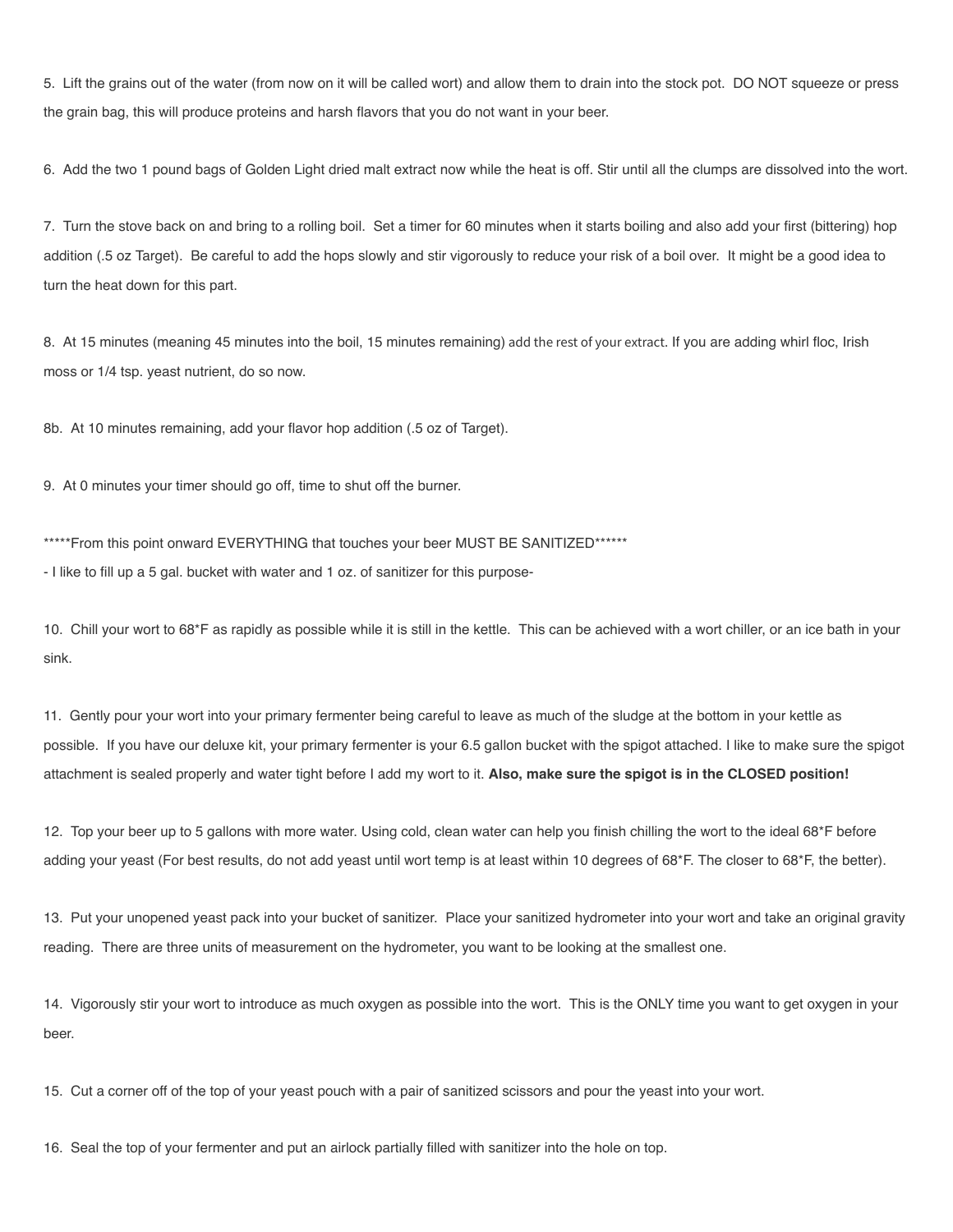5. Lift the grains out of the water (from now on it will be called wort) and allow them to drain into the stock pot. DO NOT squeeze or press the grain bag, this will produce proteins and harsh flavors that you do not want in your beer.

6. Add the two 1 pound bags of Golden Light dried malt extract now while the heat is off. Stir until all the clumps are dissolved into the wort.

7. Turn the stove back on and bring to a rolling boil. Set a timer for 60 minutes when it starts boiling and also add your first (bittering) hop addition (.5 oz Target). Be careful to add the hops slowly and stir vigorously to reduce your risk of a boil over. It might be a good idea to turn the heat down for this part.

8. At 15 minutes (meaning 45 minutes into the boil, 15 minutes remaining) add the rest of your extract. If you are adding whirl floc, Irish moss or 1/4 tsp. yeast nutrient, do so now.

8b. At 10 minutes remaining, add your flavor hop addition (.5 oz of Target).

9. At 0 minutes your timer should go off, time to shut off the burner.

*****From this point onward EVERYTHING that touches your beer MUST BE SANITIZED******

- I like to fill up a 5 gal. bucket with water and 1 oz. of sanitizer for this purpose-

10. Chill your wort to 68*F as rapidly as possible while it is still in the kettle. This can be achieved with a wort chiller, or an ice bath in your sink.

11. Gently pour your wort into your primary fermenter being careful to leave as much of the sludge at the bottom in your kettle as possible. If you have our deluxe kit, your primary fermenter is your 6.5 gallon bucket with the spigot attached. I like to make sure the spigot attachment is sealed properly and water tight before I add my wort to it. **Also, make sure the spigot is in the CLOSED position!**

12. Top your beer up to 5 gallons with more water. Using cold, clean water can help you finish chilling the wort to the ideal 68*F before adding your yeast (For best results, do not add yeast until wort temp is at least within 10 degrees of 68*F. The closer to 68*F, the better).

13. Put your unopened yeast pack into your bucket of sanitizer. Place your sanitized hydrometer into your wort and take an original gravity reading. There are three units of measurement on the hydrometer, you want to be looking at the smallest one.

14. Vigorously stir your wort to introduce as much oxygen as possible into the wort. This is the ONLY time you want to get oxygen in your beer.

15. Cut a corner off of the top of your yeast pouch with a pair of sanitized scissors and pour the yeast into your wort.

16. Seal the top of your fermenter and put an airlock partially filled with sanitizer into the hole on top.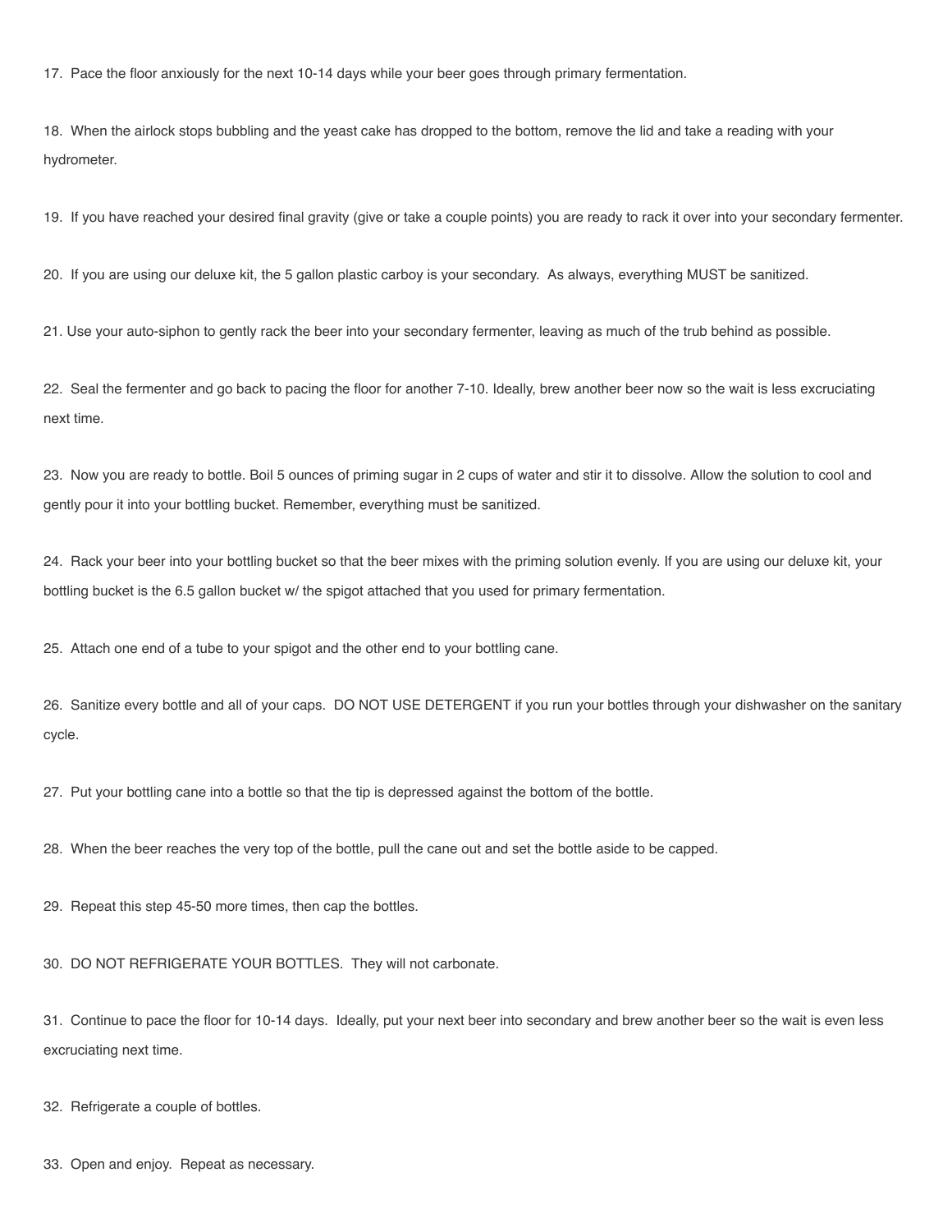17. Pace the floor anxiously for the next 10-14 days while your beer goes through primary fermentation.

18. When the airlock stops bubbling and the yeast cake has dropped to the bottom, remove the lid and take a reading with your hydrometer.

19. If you have reached your desired final gravity (give or take a couple points) you are ready to rack it over into your secondary fermenter.

20. If you are using our deluxe kit, the 5 gallon plastic carboy is your secondary. As always, everything MUST be sanitized.

21. Use your auto-siphon to gently rack the beer into your secondary fermenter, leaving as much of the trub behind as possible.

22. Seal the fermenter and go back to pacing the floor for another 7-10. Ideally, brew another beer now so the wait is less excruciating next time.

23. Now you are ready to bottle. Boil 5 ounces of priming sugar in 2 cups of water and stir it to dissolve. Allow the solution to cool and gently pour it into your bottling bucket. Remember, everything must be sanitized.

24. Rack your beer into your bottling bucket so that the beer mixes with the priming solution evenly. If you are using our deluxe kit, your bottling bucket is the 6.5 gallon bucket w/ the spigot attached that you used for primary fermentation.

25. Attach one end of a tube to your spigot and the other end to your bottling cane.

26. Sanitize every bottle and all of your caps. DO NOT USE DETERGENT if you run your bottles through your dishwasher on the sanitary cycle.

27. Put your bottling cane into a bottle so that the tip is depressed against the bottom of the bottle.

28. When the beer reaches the very top of the bottle, pull the cane out and set the bottle aside to be capped.

29. Repeat this step 45-50 more times, then cap the bottles.

30. DO NOT REFRIGERATE YOUR BOTTLES. They will not carbonate.

31. Continue to pace the floor for 10-14 days. Ideally, put your next beer into secondary and brew another beer so the wait is even less excruciating next time.

32. Refrigerate a couple of bottles.

33. Open and enjoy. Repeat as necessary.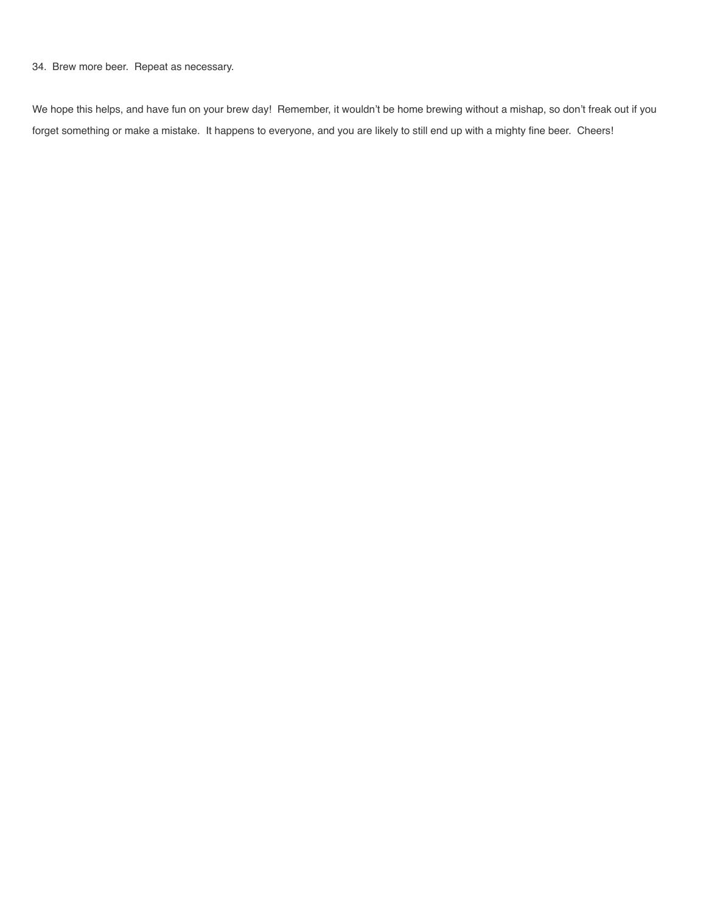34. Brew more beer. Repeat as necessary.

We hope this helps, and have fun on your brew day! Remember, it wouldn't be home brewing without a mishap, so don't freak out if you forget something or make a mistake. It happens to everyone, and you are likely to still end up with a mighty fine beer. Cheers!